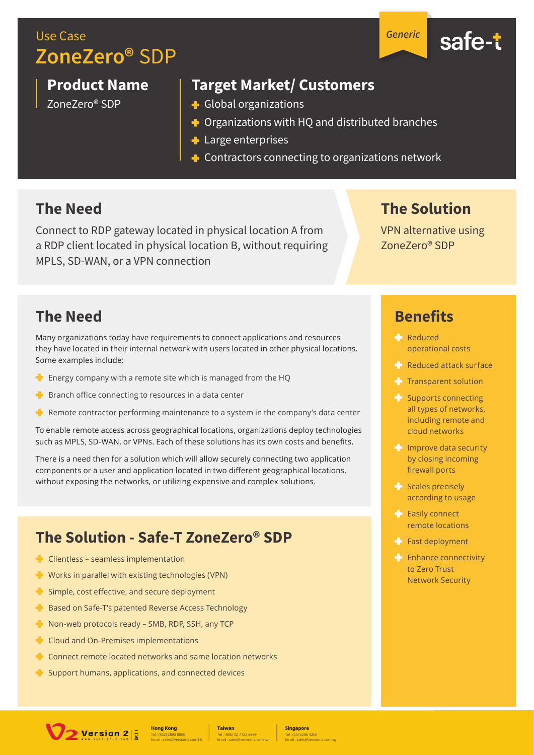Use Case

# ZoneZero® SDP

*Generic*

safe-t

## Product Name

ZoneZero® SDP

## Target Market/ Customers

- Global organizations
- Organizations with HQ and distributed branches
- Large enterprises
- Contractors connecting to organizations network

## The Need

Connect to RDP gateway located in physical location A from a RDP client located in physical location B, without requiring MPLS, SD-WAN, or a VPN connection

## The Solution

VPN alternative using ZoneZero® SDP

## The Need

Many organizations today have requirements to connect applications and resources they have located in their internal network with users located in other physical locations. Some examples include:

- Energy company with a remote site which is managed from the HQ
- Branch office connecting to resources in a data center
- Remote contractor performing maintenance to a system in the company's data center

To enable remote access across geographical locations, organizations deploy technologies such as MPLS, SD-WAN, or VPNs. Each of these solutions has its own costs and benefits.

There is a need then for a solution which will allow securely connecting two application components or a user and application located in two different geographical locations, without exposing the networks, or utilizing expensive and complex solutions.

## The Solution - Safe-T ZoneZero® SDP

- Clientless – seamless implementation
- Works in parallel with existing technologies (VPN)
- Simple, cost effective, and secure deployment
- Based on Safe-T's patented Reverse Access Technology
- Non-web protocols ready – SMB, RDP, SSH, any TCP
- Cloud and On-Premises implementations
- Connect remote located networks and same location networks
- Support humans, applications, and connected devices

## Benefits

- Reduced operational costs
- Reduced attack surface
- Transparent solution
- Supports connecting all types of networks, including remote and cloud networks
- Improve data security by closing incoming firewall ports
- Scales precisely according to usage
- Easily connect remote locations
- Fast deployment
- Enhance connectivity to Zero Trust Network Security

Version 2 | www.version-2.com

**Hong Kong**
Tel : (852) 2893 8860
Email : sales@version-2.com.hk

**Taiwan**
Tel : (886) 02 7722 6899
Email : sales@version-2.com.tw

**Singapore**
Tel : (65) 6296 4268
Email : sales@version-2.com.sg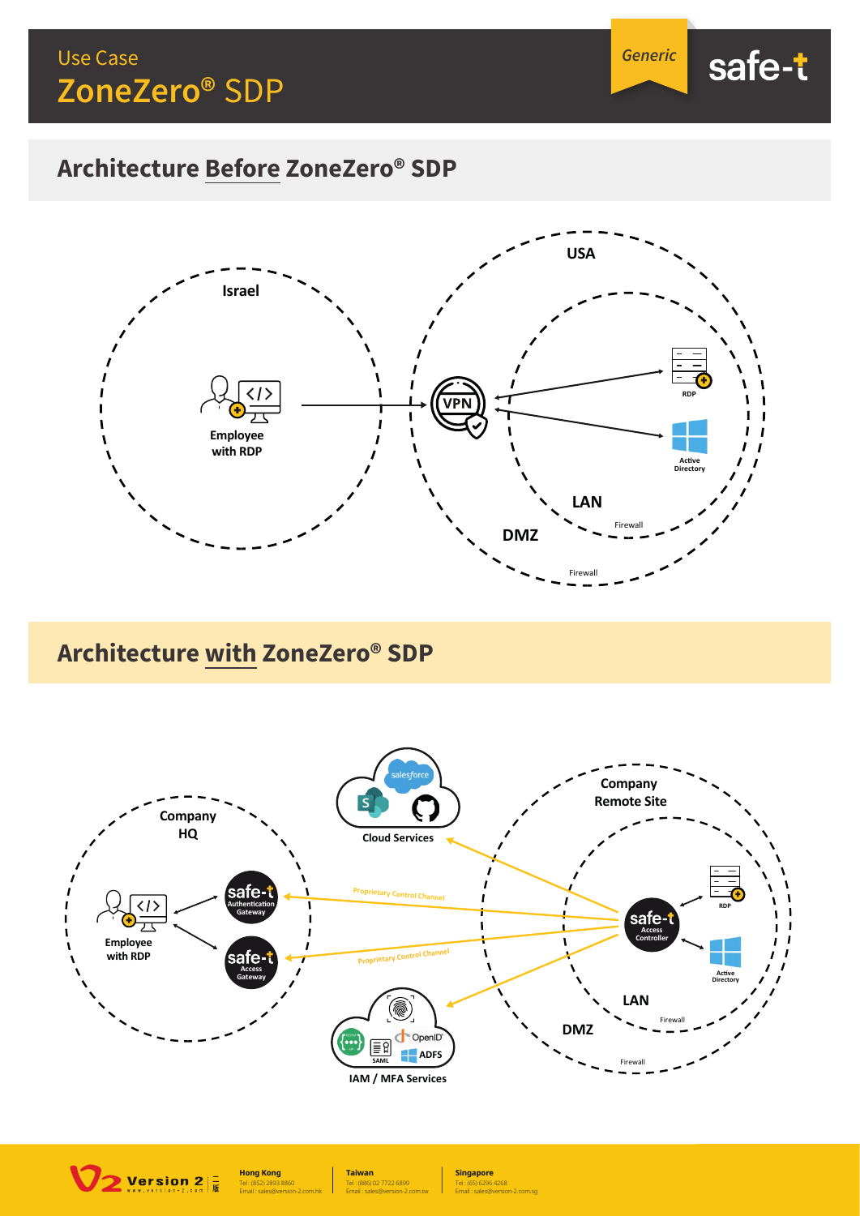Use Case

# ZoneZero® SDP

*Generic*

safe-t

## Architecture Before ZoneZero® SDP

Israel

Employee with RDP

USA

VPN

RDP

Active Directory

LAN

Firewall

DMZ

Firewall

## Architecture with ZoneZero® SDP

Company HQ

Employee with RDP

safe-t Authentication Gateway

safe-t Access Gateway

Cloud Services

Proprietary Control Channel

Proprietary Control Channel

IAM / MFA Services

SAML

OpenID

ADFS

Company Remote Site

safe-t Access Controller

RDP

Active Directory

LAN

Firewall

DMZ

Firewall

Version 2

**Hong Kong**
Tel : (852) 2893 8860
Email : sales@version-2.com.hk

**Taiwan**
Tel : (886) 02 7722 6899
Email : sales@version-2.com.tw

**Singapore**
Tel : (65) 6296 4268
Email : sales@version-2.com.sg